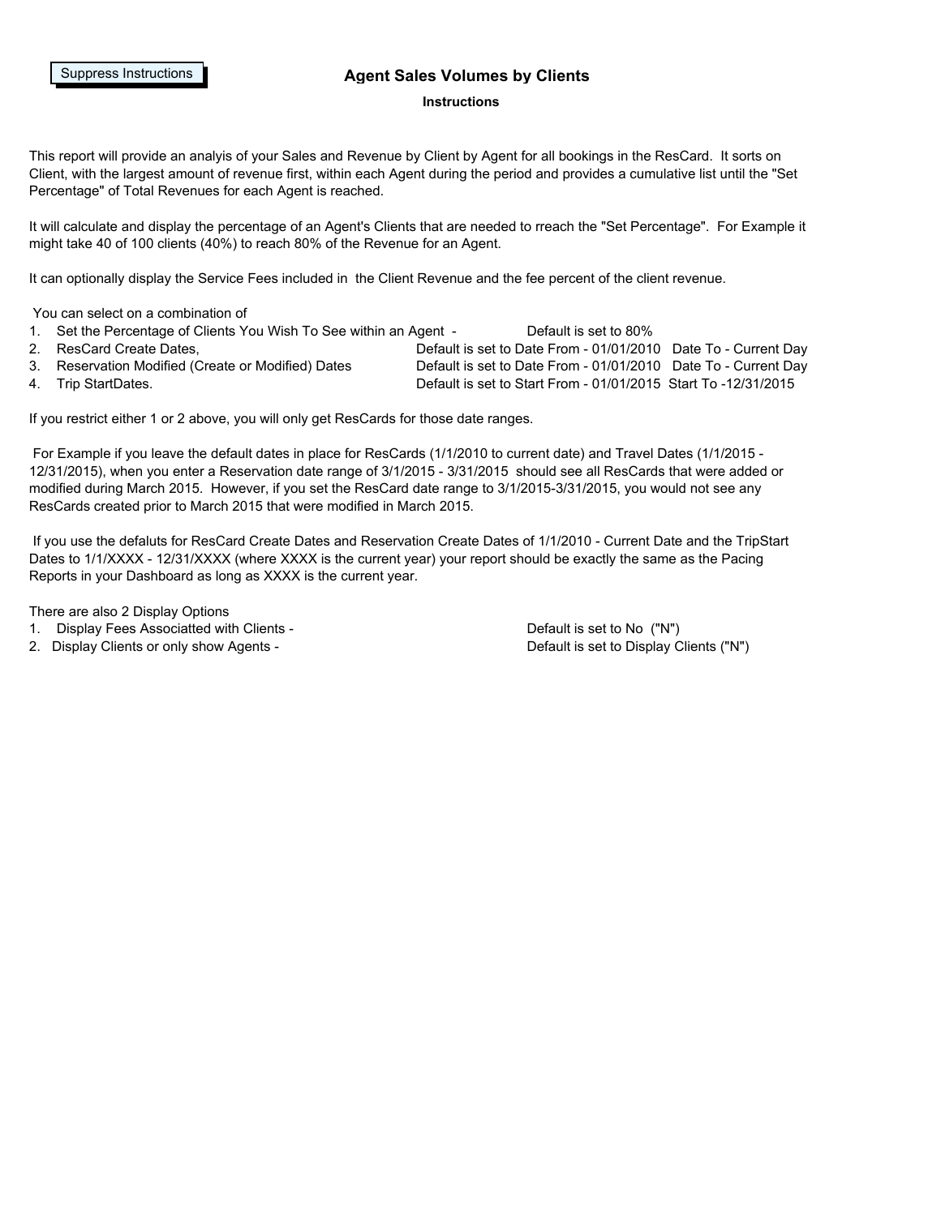Suppress Instructions

# Agent Sales Volumes by Clients

## Instructions

This report will provide an analyis of your Sales and Revenue by Client by Agent for all bookings in the ResCard. It sorts on Client, with the largest amount of revenue first, within each Agent during the period and provides a cumulative list until the "Set Percentage" of Total Revenues for each Agent is reached.

It will calculate and display the percentage of an Agent's Clients that are needed to rreach the "Set Percentage". For Example it might take 40 of 100 clients (40%) to reach 80% of the Revenue for an Agent.

It can optionally display the Service Fees included in the Client Revenue and the fee percent of the client revenue.

You can select on a combination of

1. Set the Percentage of Clients You Wish To See within an Agent - Default is set to 80%
2. ResCard Create Dates, Default is set to Date From - 01/01/2010 Date To - Current Day
3. Reservation Modified (Create or Modified) Dates Default is set to Date From - 01/01/2010 Date To - Current Day
4. Trip StartDates. Default is set to Start From - 01/01/2015 Start To -12/31/2015

If you restrict either 1 or 2 above, you will only get ResCards for those date ranges.

For Example if you leave the default dates in place for ResCards (1/1/2010 to current date) and Travel Dates (1/1/2015 - 12/31/2015), when you enter a Reservation date range of 3/1/2015 - 3/31/2015 should see all ResCards that were added or modified during March 2015. However, if you set the ResCard date range to 3/1/2015-3/31/2015, you would not see any ResCards created prior to March 2015 that were modified in March 2015.

If you use the defaluts for ResCard Create Dates and Reservation Create Dates of 1/1/2010 - Current Date and the TripStart Dates to 1/1/XXXX - 12/31/XXXX (where XXXX is the current year) your report should be exactly the same as the Pacing Reports in your Dashboard as long as XXXX is the current year.

There are also 2 Display Options

1. Display Fees Associatted with Clients - Default is set to No ("N")
2. Display Clients or only show Agents - Default is set to Display Clients ("N")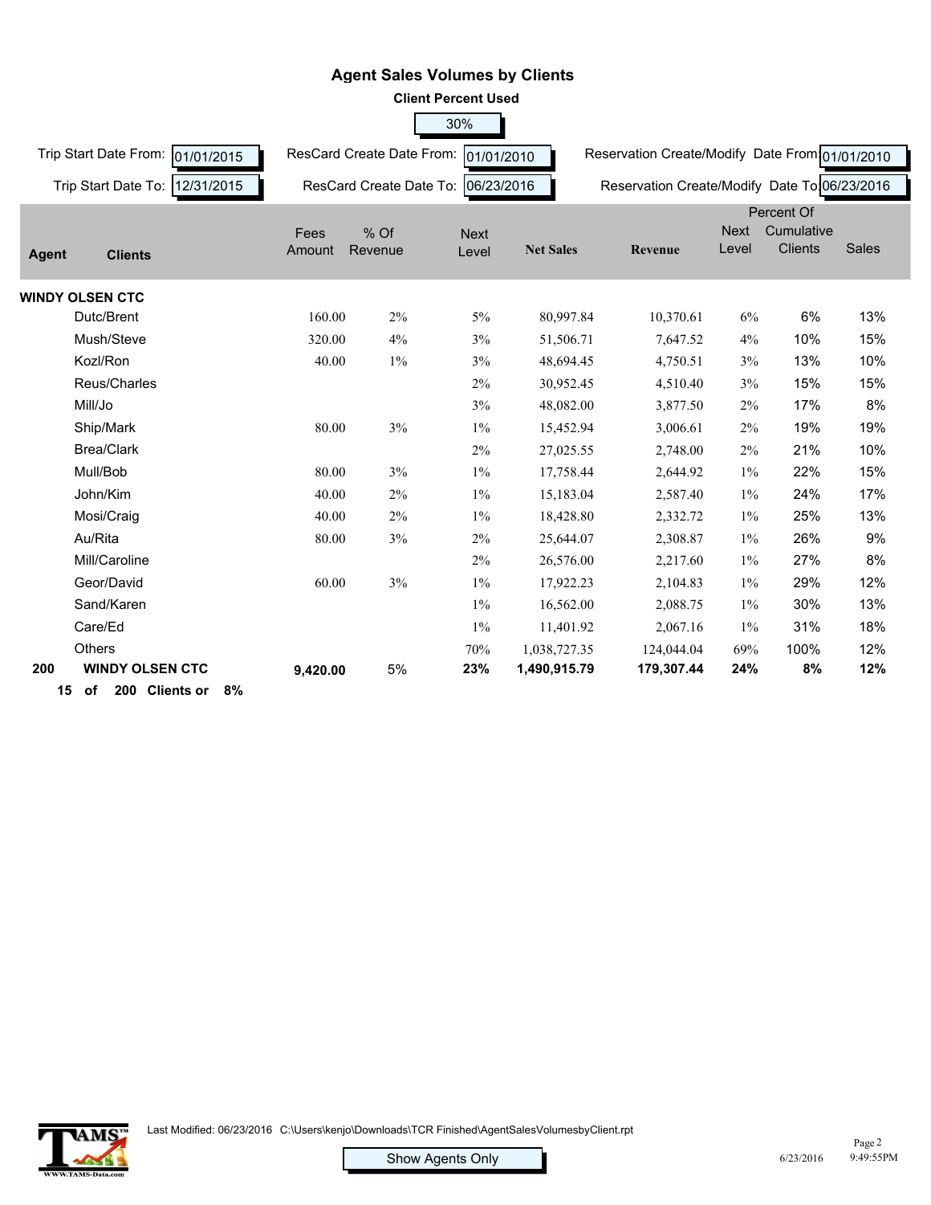# Agent Sales Volumes by Clients

**Client Percent Used**

30%

Trip Start Date From: 01/01/2015 | ResCard Create Date From: 01/01/2010 | Reservation Create/Modify Date From: 01/01/2010

Trip Start Date To: 12/31/2015 | ResCard Create Date To: 06/23/2016 | Reservation Create/Modify Date To: 06/23/2016

| Agent | Clients | Fees Amount | % Of Revenue | Next Level | Net Sales | Revenue | Next Level | Percent Of Cumulative Clients | Sales |
|---|---|---|---|---|---|---|---|---|---|
| **WINDY OLSEN CTC** | | | | | | | | | |
| | Dutc/Brent | 160.00 | 2% | 5% | 80,997.84 | 10,370.61 | 6% | 6% | 13% |
| | Mush/Steve | 320.00 | 4% | 3% | 51,506.71 | 7,647.52 | 4% | 10% | 15% |
| | Kozl/Ron | 40.00 | 1% | 3% | 48,694.45 | 4,750.51 | 3% | 13% | 10% |
| | Reus/Charles | | | 2% | 30,952.45 | 4,510.40 | 3% | 15% | 15% |
| | Mill/Jo | | | 3% | 48,082.00 | 3,877.50 | 2% | 17% | 8% |
| | Ship/Mark | 80.00 | 3% | 1% | 15,452.94 | 3,006.61 | 2% | 19% | 19% |
| | Brea/Clark | | | 2% | 27,025.55 | 2,748.00 | 2% | 21% | 10% |
| | Mull/Bob | 80.00 | 3% | 1% | 17,758.44 | 2,644.92 | 1% | 22% | 15% |
| | John/Kim | 40.00 | 2% | 1% | 15,183.04 | 2,587.40 | 1% | 24% | 17% |
| | Mosi/Craig | 40.00 | 2% | 1% | 18,428.80 | 2,332.72 | 1% | 25% | 13% |
| | Au/Rita | 80.00 | 3% | 2% | 25,644.07 | 2,308.87 | 1% | 26% | 9% |
| | Mill/Caroline | | | 2% | 26,576.00 | 2,217.60 | 1% | 27% | 8% |
| | Geor/David | 60.00 | 3% | 1% | 17,922.23 | 2,104.83 | 1% | 29% | 12% |
| | Sand/Karen | | | 1% | 16,562.00 | 2,088.75 | 1% | 30% | 13% |
| | Care/Ed | | | 1% | 11,401.92 | 2,067.16 | 1% | 31% | 18% |
| | Others | | | 70% | 1,038,727.35 | 124,044.04 | 69% | 100% | 12% |
| **200** | **WINDY OLSEN CTC** | **9,420.00** | 5% | **23%** | **1,490,915.79** | **179,307.44** | **24%** | **8%** | **12%** |

**15 of 200 Clients or 8%**

Last Modified: 06/23/2016 C:\Users\kenjo\Downloads\TCR Finished\AgentSalesVolumesbyClient.rpt

Show Agents Only

6/23/2016 9:49:55PM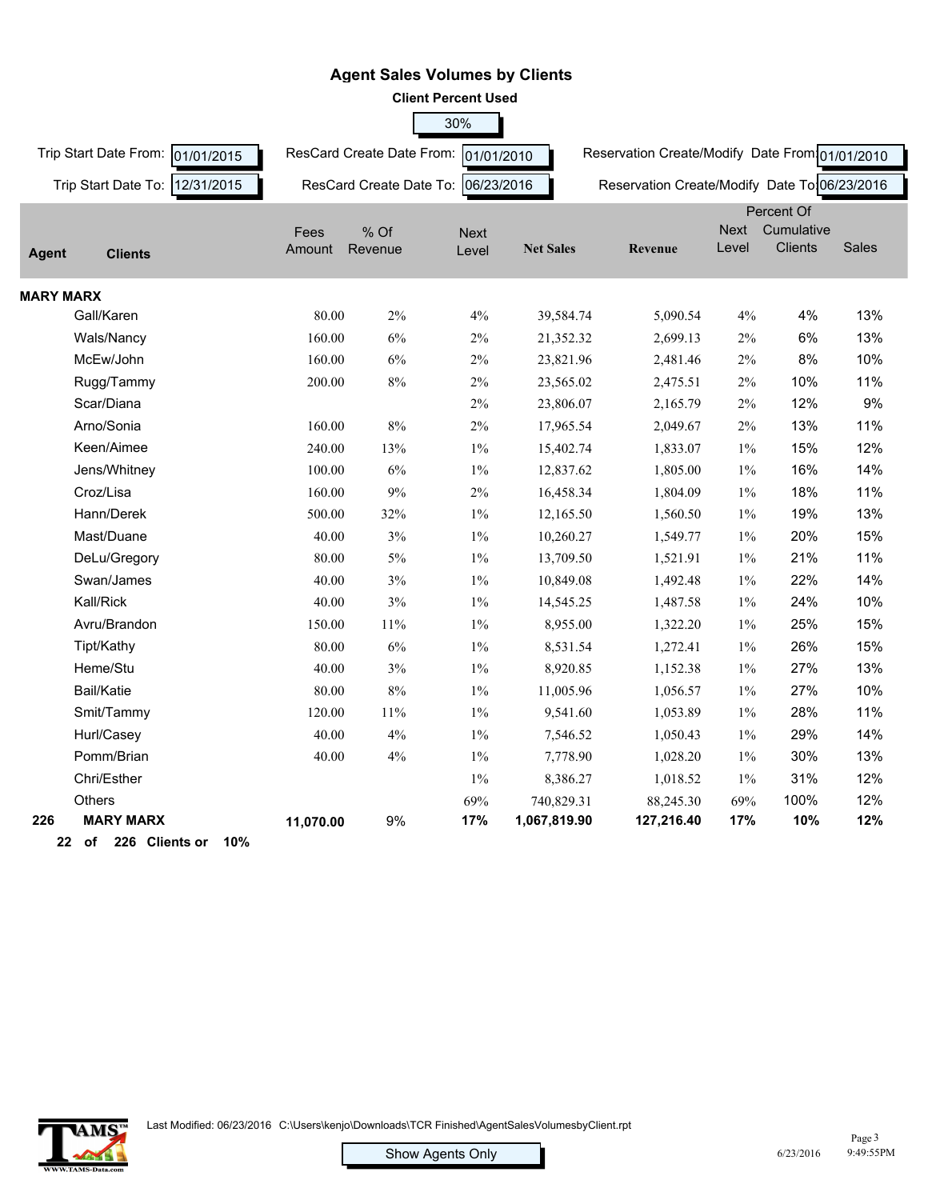# Agent Sales Volumes by Clients

**Client Percent Used**

30%

Trip Start Date From: 01/01/2015 ResCard Create Date From: 01/01/2010 Reservation Create/Modify Date From: 01/01/2010

Trip Start Date To: 12/31/2015 ResCard Create Date To: 06/23/2016 Reservation Create/Modify Date To: 06/23/2016

| Agent | Clients | Fees Amount | % Of Revenue | Next Level | Net Sales | Revenue | Next Level | Percent Of Cumulative Clients | Sales |
|---|---|---|---|---|---|---|---|---|---|
| **MARY MARX** | | | | | | | | | |
| | Gall/Karen | 80.00 | 2% | 4% | 39,584.74 | 5,090.54 | 4% | 4% | 13% |
| | Wals/Nancy | 160.00 | 6% | 2% | 21,352.32 | 2,699.13 | 2% | 6% | 13% |
| | McEw/John | 160.00 | 6% | 2% | 23,821.96 | 2,481.46 | 2% | 8% | 10% |
| | Rugg/Tammy | 200.00 | 8% | 2% | 23,565.02 | 2,475.51 | 2% | 10% | 11% |
| | Scar/Diana | | | 2% | 23,806.07 | 2,165.79 | 2% | 12% | 9% |
| | Arno/Sonia | 160.00 | 8% | 2% | 17,965.54 | 2,049.67 | 2% | 13% | 11% |
| | Keen/Aimee | 240.00 | 13% | 1% | 15,402.74 | 1,833.07 | 1% | 15% | 12% |
| | Jens/Whitney | 100.00 | 6% | 1% | 12,837.62 | 1,805.00 | 1% | 16% | 14% |
| | Croz/Lisa | 160.00 | 9% | 2% | 16,458.34 | 1,804.09 | 1% | 18% | 11% |
| | Hann/Derek | 500.00 | 32% | 1% | 12,165.50 | 1,560.50 | 1% | 19% | 13% |
| | Mast/Duane | 40.00 | 3% | 1% | 10,260.27 | 1,549.77 | 1% | 20% | 15% |
| | DeLu/Gregory | 80.00 | 5% | 1% | 13,709.50 | 1,521.91 | 1% | 21% | 11% |
| | Swan/James | 40.00 | 3% | 1% | 10,849.08 | 1,492.48 | 1% | 22% | 14% |
| | Kall/Rick | 40.00 | 3% | 1% | 14,545.25 | 1,487.58 | 1% | 24% | 10% |
| | Avru/Brandon | 150.00 | 11% | 1% | 8,955.00 | 1,322.20 | 1% | 25% | 15% |
| | Tipt/Kathy | 80.00 | 6% | 1% | 8,531.54 | 1,272.41 | 1% | 26% | 15% |
| | Heme/Stu | 40.00 | 3% | 1% | 8,920.85 | 1,152.38 | 1% | 27% | 13% |
| | Bail/Katie | 80.00 | 8% | 1% | 11,005.96 | 1,056.57 | 1% | 27% | 10% |
| | Smit/Tammy | 120.00 | 11% | 1% | 9,541.60 | 1,053.89 | 1% | 28% | 11% |
| | Hurl/Casey | 40.00 | 4% | 1% | 7,546.52 | 1,050.43 | 1% | 29% | 14% |
| | Pomm/Brian | 40.00 | 4% | 1% | 7,778.90 | 1,028.20 | 1% | 30% | 13% |
| | Chri/Esther | | | 1% | 8,386.27 | 1,018.52 | 1% | 31% | 12% |
| | Others | | | 69% | 740,829.31 | 88,245.30 | 69% | 100% | 12% |
| **226** | **MARY MARX** | **11,070.00** | 9% | **17%** | **1,067,819.90** | **127,216.40** | **17%** | **10%** | **12%** |

**22 of 226 Clients or 10%**

Last Modified: 06/23/2016 C:\Users\kenjo\Downloads\TCR Finished\AgentSalesVolumesbyClient.rpt

Show Agents Only

6/23/2016 9:49:55PM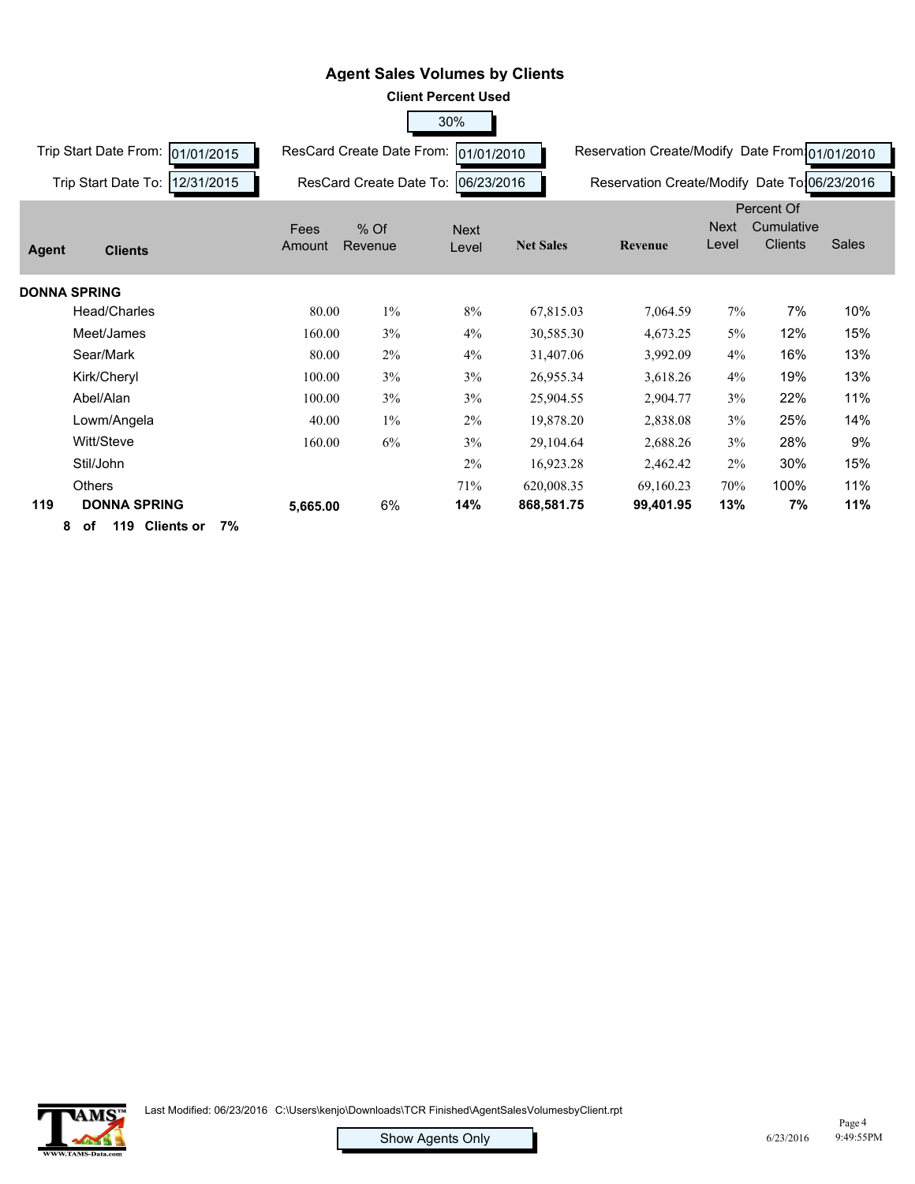# Agent Sales Volumes by Clients

**Client Percent Used**

30%

Trip Start Date From: 01/01/2015 | ResCard Create Date From: 01/01/2010 | Reservation Create/Modify Date From: 01/01/2010

Trip Start Date To: 12/31/2015 | ResCard Create Date To: 06/23/2016 | Reservation Create/Modify Date To: 06/23/2016

| Agent | Clients | Fees Amount | % Of Revenue | Next Level | Net Sales | Revenue | Next Level | Percent Of Cumulative Clients | Sales |
|---|---|---|---|---|---|---|---|---|---|
| **DONNA SPRING** | | | | | | | | | |
| | Head/Charles | 80.00 | 1% | 8% | 67,815.03 | 7,064.59 | 7% | 7% | 10% |
| | Meet/James | 160.00 | 3% | 4% | 30,585.30 | 4,673.25 | 5% | 12% | 15% |
| | Sear/Mark | 80.00 | 2% | 4% | 31,407.06 | 3,992.09 | 4% | 16% | 13% |
| | Kirk/Cheryl | 100.00 | 3% | 3% | 26,955.34 | 3,618.26 | 4% | 19% | 13% |
| | Abel/Alan | 100.00 | 3% | 3% | 25,904.55 | 2,904.77 | 3% | 22% | 11% |
| | Lowm/Angela | 40.00 | 1% | 2% | 19,878.20 | 2,838.08 | 3% | 25% | 14% |
| | Witt/Steve | 160.00 | 6% | 3% | 29,104.64 | 2,688.26 | 3% | 28% | 9% |
| | Stil/John | | | 2% | 16,923.28 | 2,462.42 | 2% | 30% | 15% |
| | Others | | | 71% | 620,008.35 | 69,160.23 | 70% | 100% | 11% |
| **119** | **DONNA SPRING** | **5,665.00** | 6% | **14%** | **868,581.75** | **99,401.95** | **13%** | **7%** | **11%** |

**8 of 119 Clients or 7%**

Last Modified: 06/23/2016 C:\Users\kenjo\Downloads\TCR Finished\AgentSalesVolumesbyClient.rpt

Show Agents Only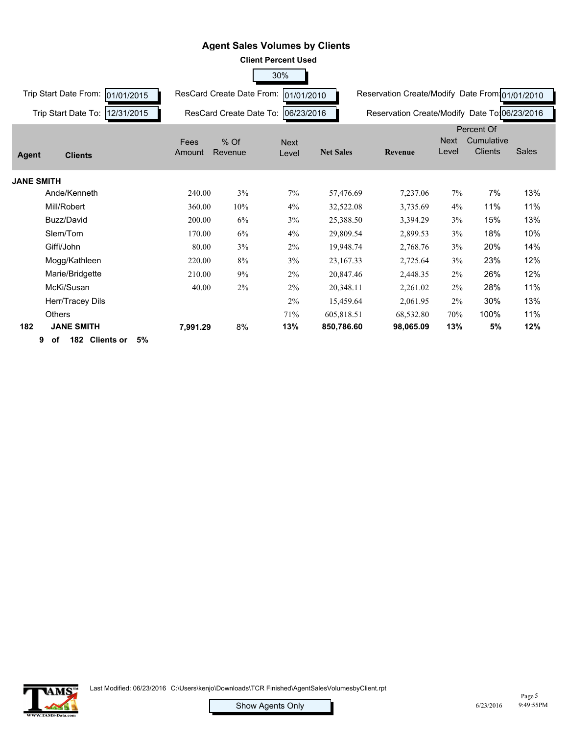# Agent Sales Volumes by Clients

**Client Percent Used**

30%

Trip Start Date From: 01/01/2015 | ResCard Create Date From: 01/01/2010 | Reservation Create/Modify Date From: 01/01/2010

Trip Start Date To: 12/31/2015 | ResCard Create Date To: 06/23/2016 | Reservation Create/Modify Date To: 06/23/2016

| Agent | Clients | Fees Amount | % Of Revenue | Next Level | Net Sales | Revenue | Next Level | Percent Of Cumulative Clients | Sales |
|---|---|---|---|---|---|---|---|---|---|
| **JANE SMITH** | | | | | | | | | |
| | Ande/Kenneth | 240.00 | 3% | 7% | 57,476.69 | 7,237.06 | 7% | 7% | 13% |
| | Mill/Robert | 360.00 | 10% | 4% | 32,522.08 | 3,735.69 | 4% | 11% | 11% |
| | Buzz/David | 200.00 | 6% | 3% | 25,388.50 | 3,394.29 | 3% | 15% | 13% |
| | Slem/Tom | 170.00 | 6% | 4% | 29,809.54 | 2,899.53 | 3% | 18% | 10% |
| | Giffi/John | 80.00 | 3% | 2% | 19,948.74 | 2,768.76 | 3% | 20% | 14% |
| | Mogg/Kathleen | 220.00 | 8% | 3% | 23,167.33 | 2,725.64 | 3% | 23% | 12% |
| | Marie/Bridgette | 210.00 | 9% | 2% | 20,847.46 | 2,448.35 | 2% | 26% | 12% |
| | McKi/Susan | 40.00 | 2% | 2% | 20,348.11 | 2,261.02 | 2% | 28% | 11% |
| | Herr/Tracey Dils | | | 2% | 15,459.64 | 2,061.95 | 2% | 30% | 13% |
| | Others | | | 71% | 605,818.51 | 68,532.80 | 70% | 100% | 11% |
| **182** | **JANE SMITH** | **7,991.29** | 8% | **13%** | **850,786.60** | **98,065.09** | **13%** | **5%** | **12%** |

**9 of 182 Clients or 5%**

Show Agents Only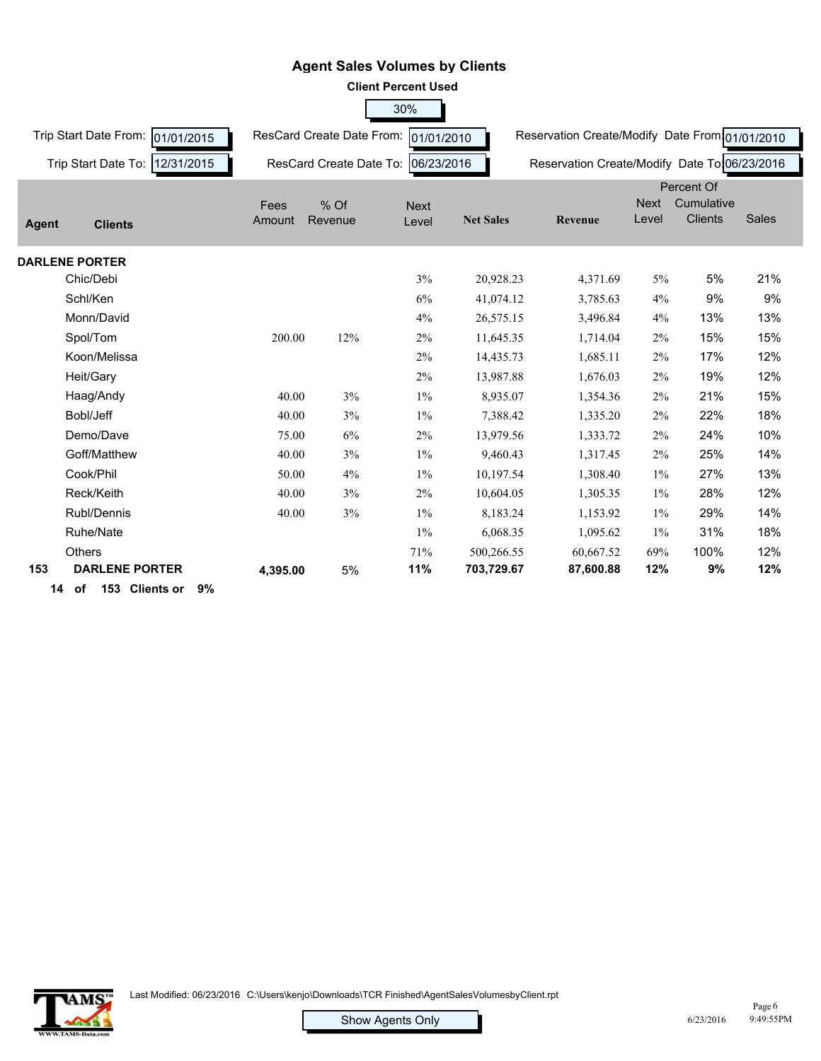# Agent Sales Volumes by Clients

**Client Percent Used**

30%

Trip Start Date From: 01/01/2015 | ResCard Create Date From: 01/01/2010 | Reservation Create/Modify Date From: 01/01/2010

Trip Start Date To: 12/31/2015 | ResCard Create Date To: 06/23/2016 | Reservation Create/Modify Date To: 06/23/2016

| Agent | Clients | Fees Amount | % Of Revenue | Next Level | Net Sales | Revenue | Next Level | Percent Of Cumulative Clients | Sales |
|---|---|---|---|---|---|---|---|---|---|
| **DARLENE PORTER** | | | | | | | | | |
| | Chic/Debi | | | 3% | 20,928.23 | 4,371.69 | 5% | 5% | 21% |
| | Schl/Ken | | | 6% | 41,074.12 | 3,785.63 | 4% | 9% | 9% |
| | Monn/David | | | 4% | 26,575.15 | 3,496.84 | 4% | 13% | 13% |
| | Spol/Tom | 200.00 | 12% | 2% | 11,645.35 | 1,714.04 | 2% | 15% | 15% |
| | Koon/Melissa | | | 2% | 14,435.73 | 1,685.11 | 2% | 17% | 12% |
| | Heit/Gary | | | 2% | 13,987.88 | 1,676.03 | 2% | 19% | 12% |
| | Haag/Andy | 40.00 | 3% | 1% | 8,935.07 | 1,354.36 | 2% | 21% | 15% |
| | Bobl/Jeff | 40.00 | 3% | 1% | 7,388.42 | 1,335.20 | 2% | 22% | 18% |
| | Demo/Dave | 75.00 | 6% | 2% | 13,979.56 | 1,333.72 | 2% | 24% | 10% |
| | Goff/Matthew | 40.00 | 3% | 1% | 9,460.43 | 1,317.45 | 2% | 25% | 14% |
| | Cook/Phil | 50.00 | 4% | 1% | 10,197.54 | 1,308.40 | 1% | 27% | 13% |
| | Reck/Keith | 40.00 | 3% | 2% | 10,604.05 | 1,305.35 | 1% | 28% | 12% |
| | Rubl/Dennis | 40.00 | 3% | 1% | 8,183.24 | 1,153.92 | 1% | 29% | 14% |
| | Ruhe/Nate | | | 1% | 6,068.35 | 1,095.62 | 1% | 31% | 18% |
| | Others | | | 71% | 500,266.55 | 60,667.52 | 69% | 100% | 12% |
| **153** | **DARLENE PORTER** | **4,395.00** | 5% | **11%** | **703,729.67** | **87,600.88** | **12%** | **9%** | **12%** |

**14 of 153 Clients or 9%**

Last Modified: 06/23/2016 C:\Users\kenjo\Downloads\TCR Finished\AgentSalesVolumesbyClient.rpt

Show Agents Only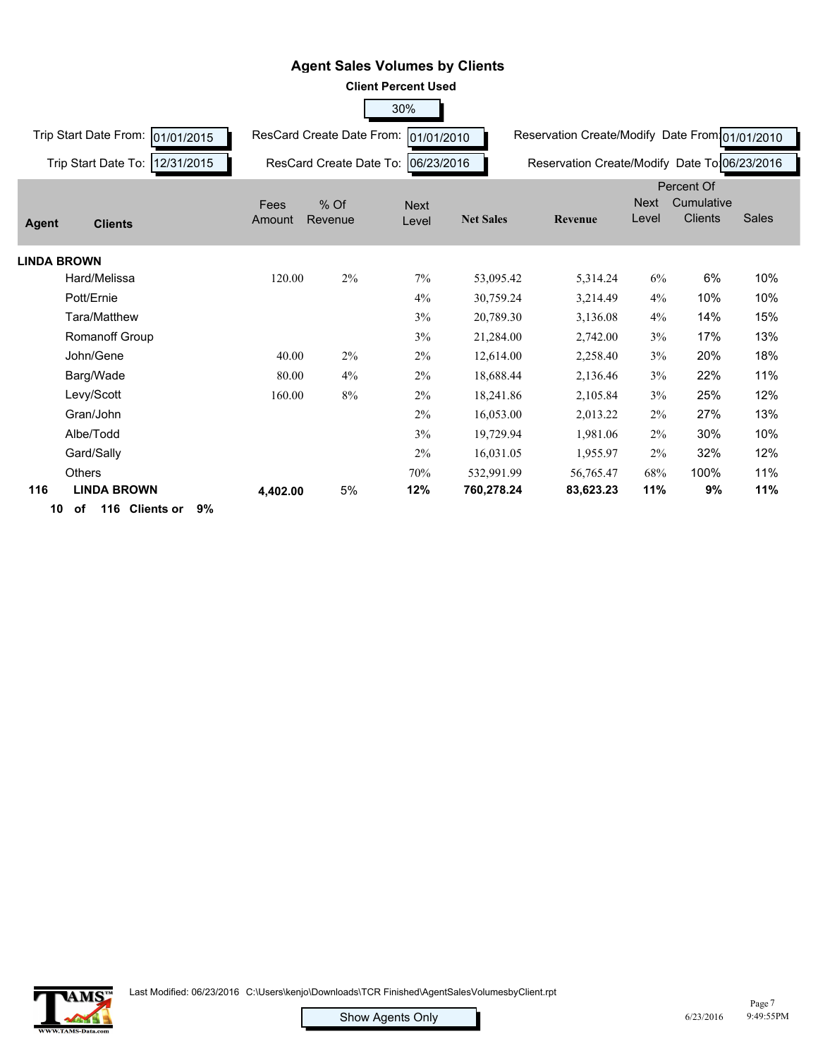# Agent Sales Volumes by Clients

**Client Percent Used**

30%

Trip Start Date From: 01/01/2015 | ResCard Create Date From: 01/01/2010 | Reservation Create/Modify Date From: 01/01/2010

Trip Start Date To: 12/31/2015 | ResCard Create Date To: 06/23/2016 | Reservation Create/Modify Date To: 06/23/2016

| Agent | Clients | Fees Amount | % Of Revenue | Next Level | Net Sales | Revenue | Next Level | Percent Of Cumulative Clients | Sales |
|---|---|---|---|---|---|---|---|---|---|
| **LINDA BROWN** | | | | | | | | | |
| | Hard/Melissa | 120.00 | 2% | 7% | 53,095.42 | 5,314.24 | 6% | 6% | 10% |
| | Pott/Ernie | | | 4% | 30,759.24 | 3,214.49 | 4% | 10% | 10% |
| | Tara/Matthew | | | 3% | 20,789.30 | 3,136.08 | 4% | 14% | 15% |
| | Romanoff Group | | | 3% | 21,284.00 | 2,742.00 | 3% | 17% | 13% |
| | John/Gene | 40.00 | 2% | 2% | 12,614.00 | 2,258.40 | 3% | 20% | 18% |
| | Barg/Wade | 80.00 | 4% | 2% | 18,688.44 | 2,136.46 | 3% | 22% | 11% |
| | Levy/Scott | 160.00 | 8% | 2% | 18,241.86 | 2,105.84 | 3% | 25% | 12% |
| | Gran/John | | | 2% | 16,053.00 | 2,013.22 | 2% | 27% | 13% |
| | Albe/Todd | | | 3% | 19,729.94 | 1,981.06 | 2% | 30% | 10% |
| | Gard/Sally | | | 2% | 16,031.05 | 1,955.97 | 2% | 32% | 12% |
| | Others | | | 70% | 532,991.99 | 56,765.47 | 68% | 100% | 11% |
| **116** | **LINDA BROWN** | **4,402.00** | **5%** | **12%** | **760,278.24** | **83,623.23** | **11%** | **9%** | **11%** |

**10 of 116 Clients or 9%**

Last Modified: 06/23/2016 C:\Users\kenjo\Downloads\TCR Finished\AgentSalesVolumesbyClient.rpt

Show Agents Only

6/23/2016 9:49:55PM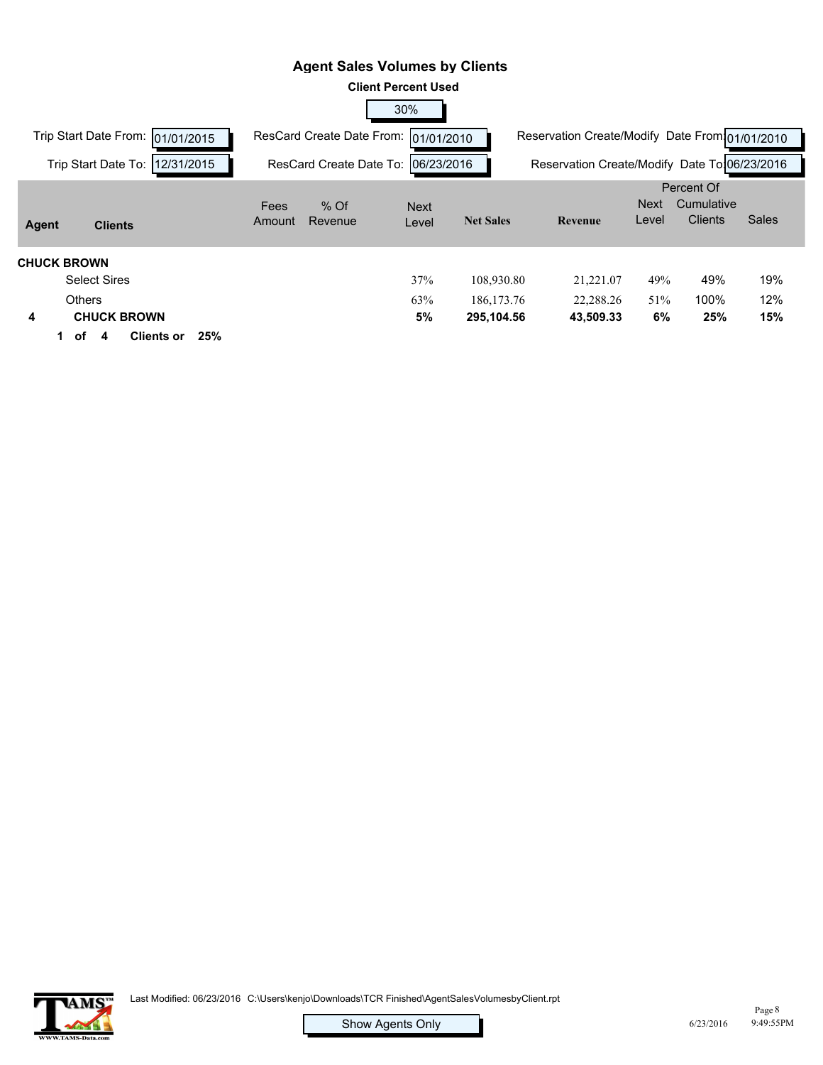# Agent Sales Volumes by Clients

**Client Percent Used**

30%

Trip Start Date From: 01/01/2015 | ResCard Create Date From: 01/01/2010 | Reservation Create/Modify Date From: 01/01/2010

Trip Start Date To: 12/31/2015 | ResCard Create Date To: 06/23/2016 | Reservation Create/Modify Date To: 06/23/2016

| Agent | Clients | Fees Amount | % Of Revenue | Next Level | Net Sales | Revenue | Next Level | Percent Of Cumulative Clients | Sales |
|---|---|---|---|---|---|---|---|---|---|
| **CHUCK BROWN** | | | | | | | | | |
| | Select Sires | | | 37% | 108,930.80 | 21,221.07 | 49% | 49% | 19% |
| | Others | | | 63% | 186,173.76 | 22,288.26 | 51% | 100% | 12% |
| **4** | **CHUCK BROWN** | | | **5%** | **295,104.56** | **43,509.33** | **6%** | **25%** | **15%** |

**1 of 4 Clients or 25%**

Last Modified: 06/23/2016 C:\Users\kenjo\Downloads\TCR Finished\AgentSalesVolumesbyClient.rpt

Show Agents Only

6/23/2016 9:49:55PM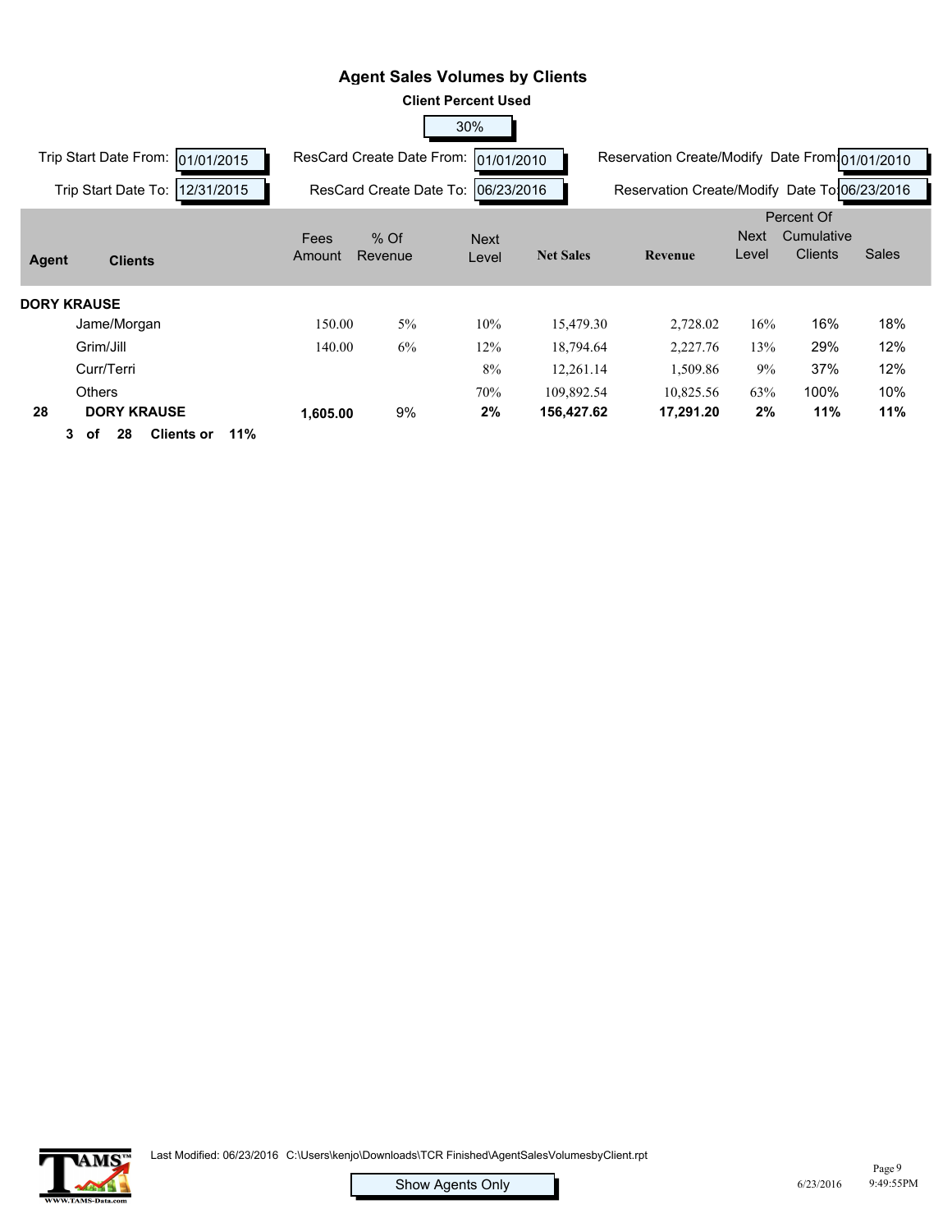# Agent Sales Volumes by Clients

**Client Percent Used**

30%

Trip Start Date From: 01/01/2015 | ResCard Create Date From: 01/01/2010 | Reservation Create/Modify Date From: 01/01/2010

Trip Start Date To: 12/31/2015 | ResCard Create Date To: 06/23/2016 | Reservation Create/Modify Date To: 06/23/2016

| Agent | Clients | Fees Amount | % Of Revenue | Next Level | Net Sales | Revenue | Next Level | Percent Of Cumulative Clients | Sales |
|---|---|---|---|---|---|---|---|---|---|
| **DORY KRAUSE** | | | | | | | | | |
| | Jame/Morgan | 150.00 | 5% | 10% | 15,479.30 | 2,728.02 | 16% | 16% | 18% |
| | Grim/Jill | 140.00 | 6% | 12% | 18,794.64 | 2,227.76 | 13% | 29% | 12% |
| | Curr/Terri | | | 8% | 12,261.14 | 1,509.86 | 9% | 37% | 12% |
| | Others | | | 70% | 109,892.54 | 10,825.56 | 63% | 100% | 10% |
| **28** | **DORY KRAUSE** | **1,605.00** | 9% | **2%** | **156,427.62** | **17,291.20** | **2%** | **11%** | **11%** |

**3 of 28 Clients or 11%**

Last Modified: 06/23/2016 C:\Users\kenjo\Downloads\TCR Finished\AgentSalesVolumesbyClient.rpt

Show Agents Only

6/23/2016 9:49:55PM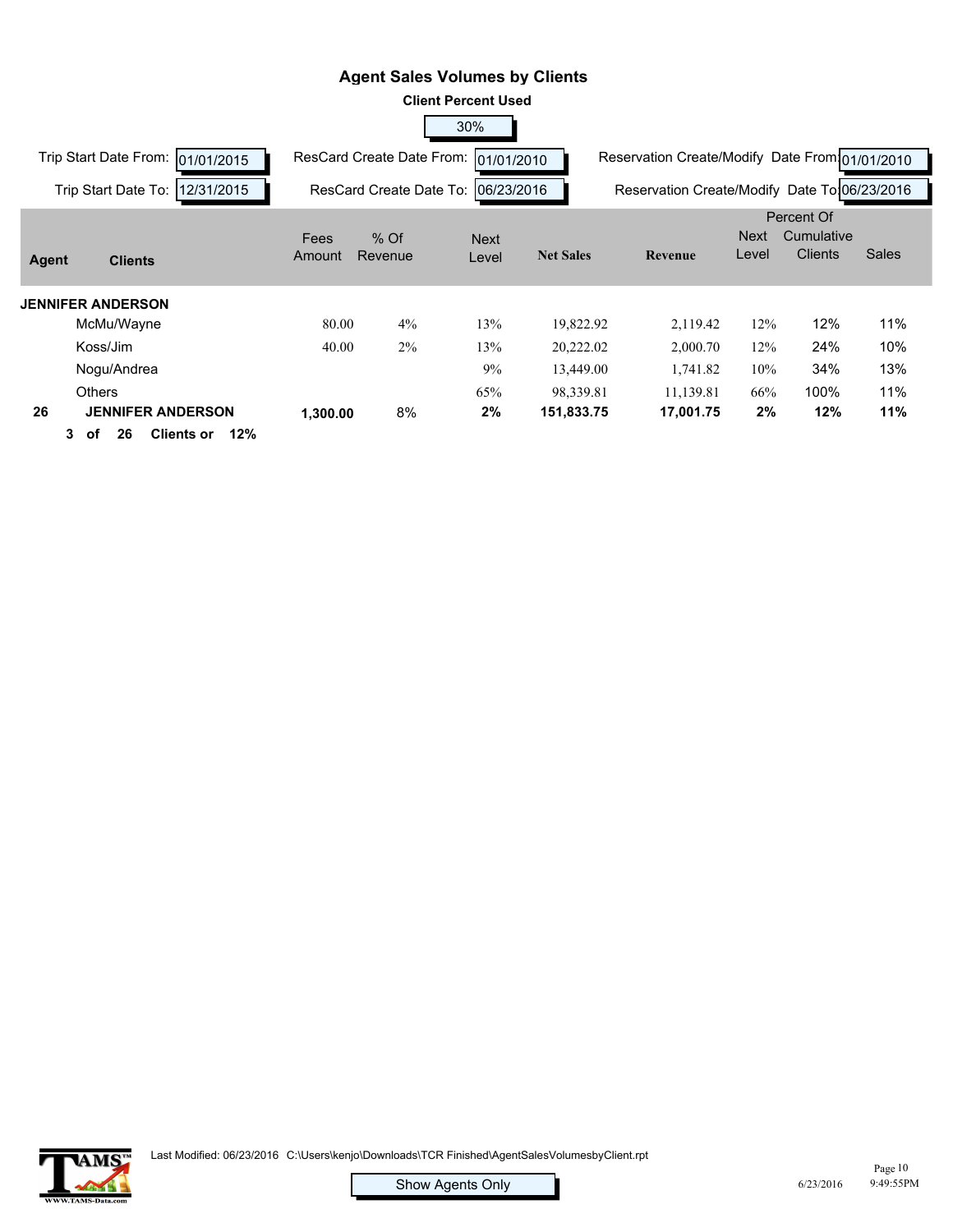# Agent Sales Volumes by Clients

**Client Percent Used**

30%

Trip Start Date From: 01/01/2015 | ResCard Create Date From: 01/01/2010 | Reservation Create/Modify Date From: 01/01/2010

Trip Start Date To: 12/31/2015 | ResCard Create Date To: 06/23/2016 | Reservation Create/Modify Date To: 06/23/2016

| Agent | Clients | Fees Amount | % Of Revenue | Next Level | Net Sales | Revenue | Next Level | Percent Of Cumulative Clients | Sales |
|---|---|---|---|---|---|---|---|---|---|
| **JENNIFER ANDERSON** | | | | | | | | | |
| | McMu/Wayne | 80.00 | 4% | 13% | 19,822.92 | 2,119.42 | 12% | 12% | 11% |
| | Koss/Jim | 40.00 | 2% | 13% | 20,222.02 | 2,000.70 | 12% | 24% | 10% |
| | Nogu/Andrea | | | 9% | 13,449.00 | 1,741.82 | 10% | 34% | 13% |
| | Others | | | 65% | 98,339.81 | 11,139.81 | 66% | 100% | 11% |
| **26** | **JENNIFER ANDERSON** | **1,300.00** | 8% | **2%** | **151,833.75** | **17,001.75** | **2%** | **12%** | **11%** |

**3 of 26 Clients or 12%**

Last Modified: 06/23/2016 C:\Users\kenjo\Downloads\TCR Finished\AgentSalesVolumesbyClient.rpt

Show Agents Only

6/23/2016 9:49:55PM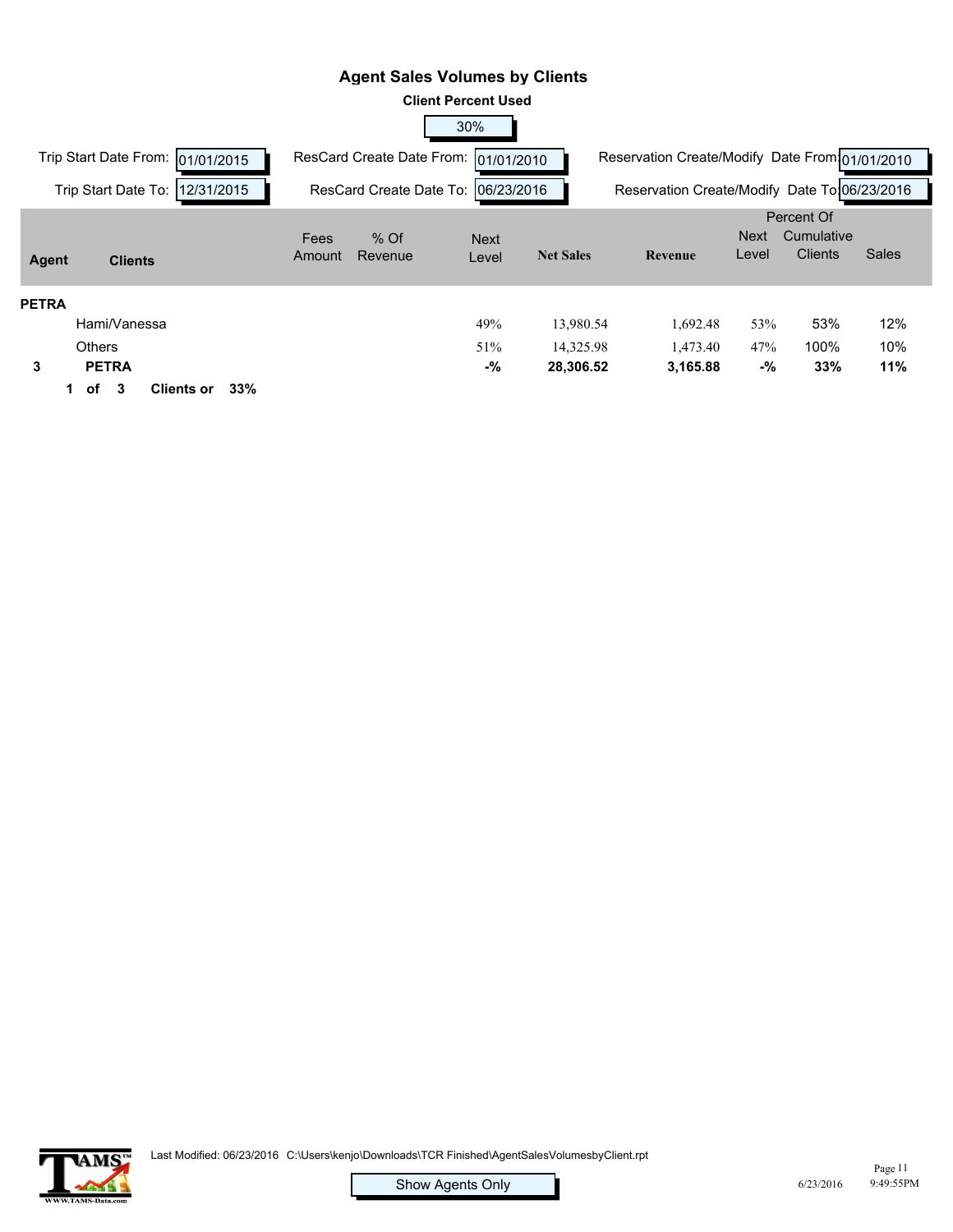# Agent Sales Volumes by Clients

**Client Percent Used**

30%

Trip Start Date From: 01/01/2015 | ResCard Create Date From: 01/01/2010 | Reservation Create/Modify Date From: 01/01/2010

Trip Start Date To: 12/31/2015 | ResCard Create Date To: 06/23/2016 | Reservation Create/Modify Date To: 06/23/2016

| Agent | Clients | Fees Amount | % Of Revenue | Next Level | Net Sales | Revenue | Next Level | Percent Of Cumulative Clients | Sales |
|---|---|---|---|---|---|---|---|---|---|
| **PETRA** | | | | | | | | | |
| | Hami/Vanessa | | | 49% | 13,980.54 | 1,692.48 | 53% | 53% | 12% |
| | Others | | | 51% | 14,325.98 | 1,473.40 | 47% | 100% | 10% |
| **3** | **PETRA** | | | **-%** | **28,306.52** | **3,165.88** | **-%** | **33%** | **11%** |

**1 of 3 Clients or 33%**

Last Modified: 06/23/2016 C:\Users\kenjo\Downloads\TCR Finished\AgentSalesVolumesbyClient.rpt

Show Agents Only

6/23/2016 9:49:55PM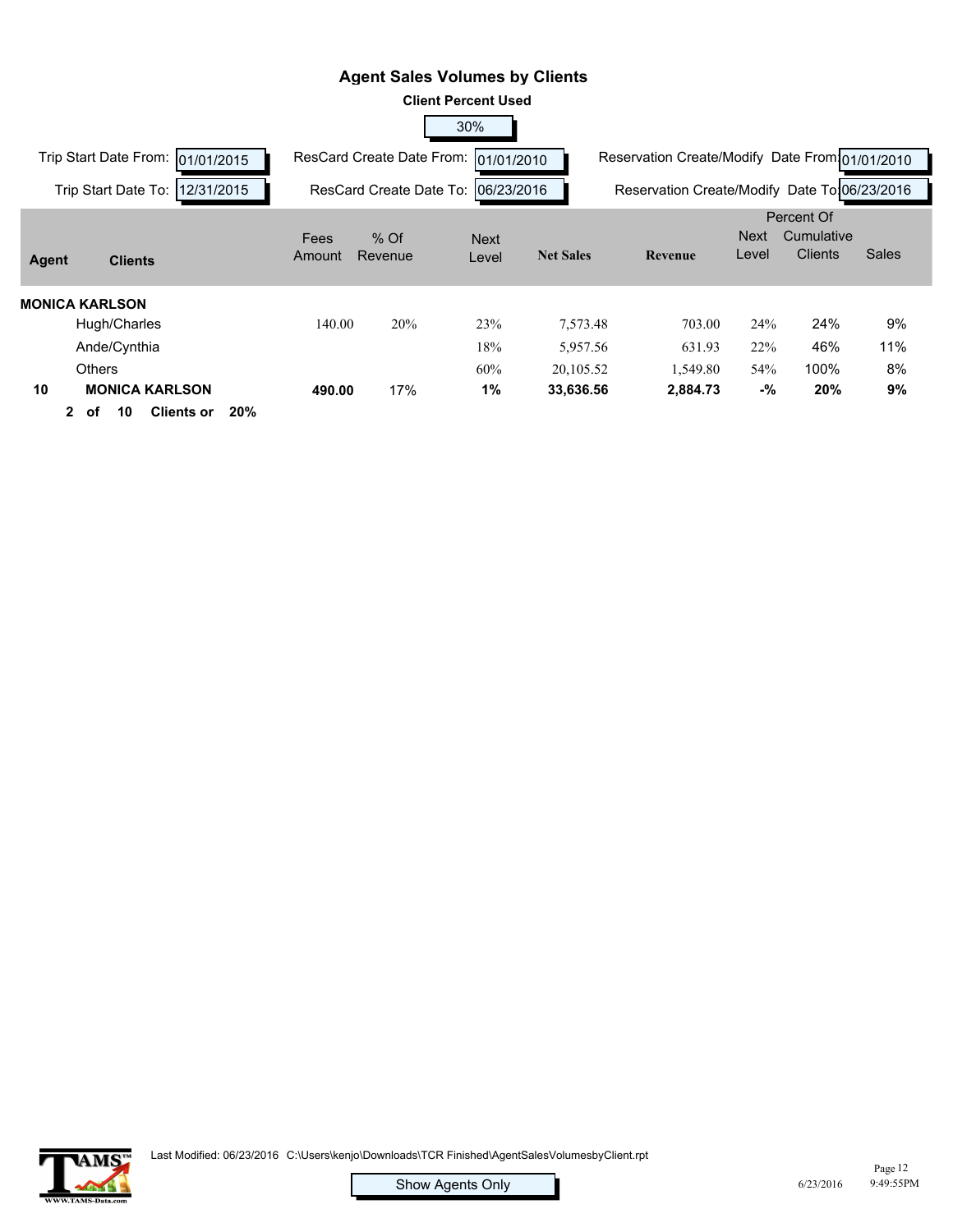# Agent Sales Volumes by Clients

**Client Percent Used**

30%

Trip Start Date From: 01/01/2015 | ResCard Create Date From: 01/01/2010 | Reservation Create/Modify Date From: 01/01/2010

Trip Start Date To: 12/31/2015 | ResCard Create Date To: 06/23/2016 | Reservation Create/Modify Date To: 06/23/2016

| Agent | Clients | Fees Amount | % Of Revenue | Next Level | Net Sales | Revenue | Next Level | Percent Of Cumulative Clients | Sales |
|---|---|---|---|---|---|---|---|---|---|
| **MONICA KARLSON** | | | | | | | | | |
| | Hugh/Charles | 140.00 | 20% | 23% | 7,573.48 | 703.00 | 24% | 24% | 9% |
| | Ande/Cynthia | | | 18% | 5,957.56 | 631.93 | 22% | 46% | 11% |
| | Others | | | 60% | 20,105.52 | 1,549.80 | 54% | 100% | 8% |
| **10** | **MONICA KARLSON** | **490.00** | 17% | **1%** | **33,636.56** | **2,884.73** | **-%** | **20%** | **9%** |

**2 of 10 Clients or 20%**

Last Modified: 06/23/2016 C:\Users\kenjo\Downloads\TCR Finished\AgentSalesVolumesbyClient.rpt

Show Agents Only

6/23/2016 9:49:55PM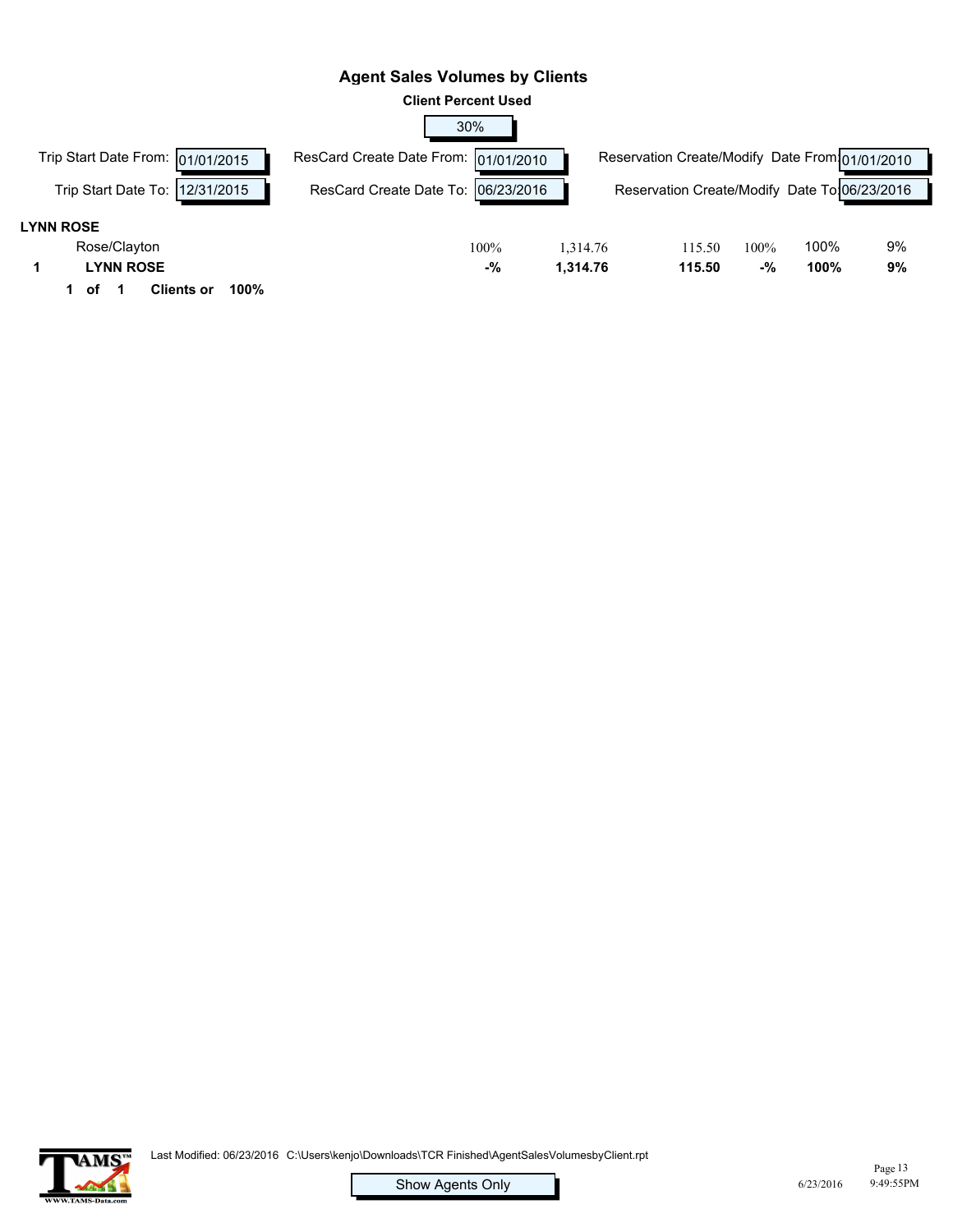# Agent Sales Volumes by Clients

**Client Percent Used**

30%

| Trip Start Date From: | 01/01/2015 | ResCard Create Date From: | 01/01/2010 | Reservation Create/Modify Date From: | 01/01/2010 |
|---|---|---|---|---|---|
| Trip Start Date To: | 12/31/2015 | ResCard Create Date To: | 06/23/2016 | Reservation Create/Modify Date To: | 06/23/2016 |

**LYNN ROSE**

| | | | | | | | |
|---|---|---|---|---|---|---|---|
| | Rose/Clayton | 100% | 1,314.76 | 115.50 | 100% | 100% | 9% |
| **1** | **LYNN ROSE** | **-%** | **1,314.76** | **115.50** | **-%** | **100%** | **9%** |

**1 of 1 Clients or 100%**

Last Modified: 06/23/2016 C:\Users\kenjo\Downloads\TCR Finished\AgentSalesVolumesbyClient.rpt

Show Agents Only

6/23/2016 9:49:55PM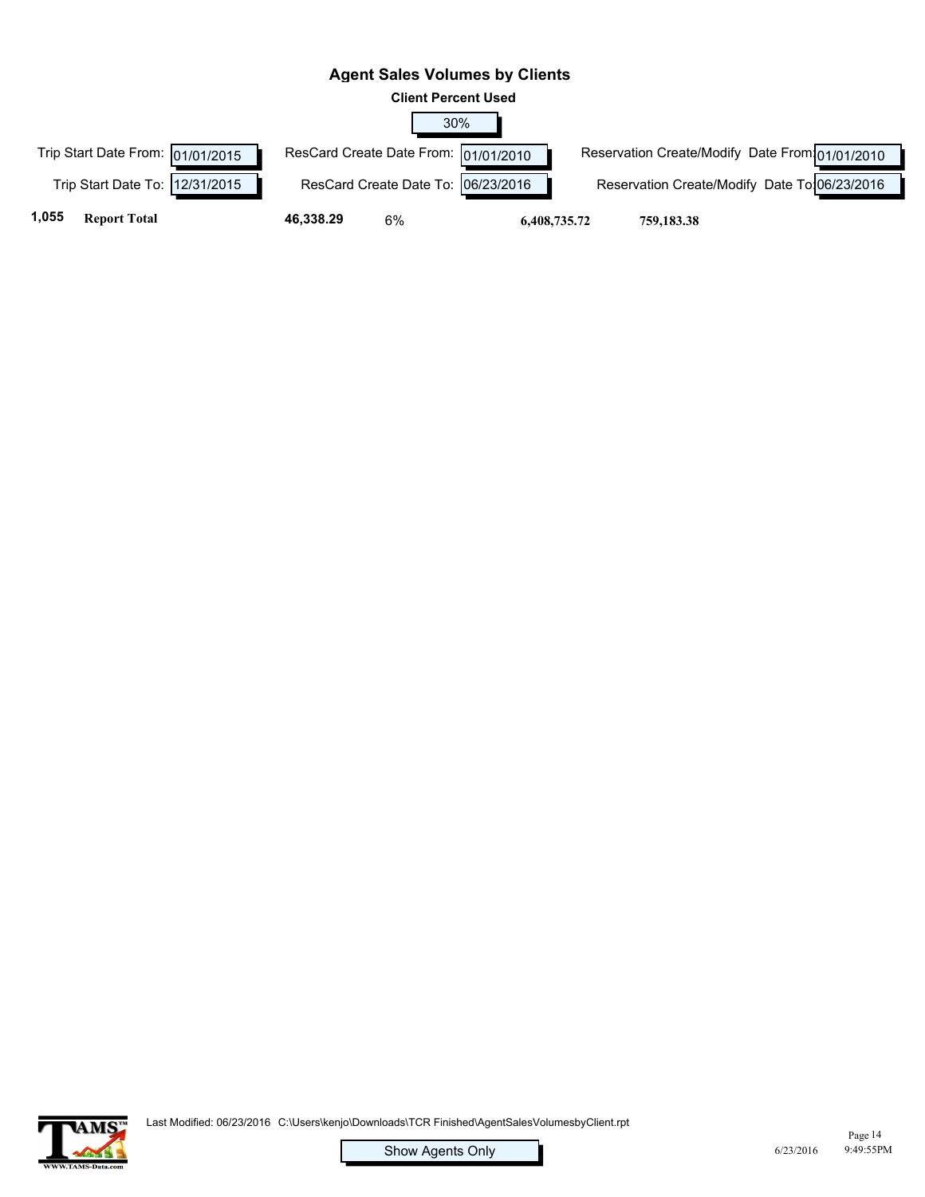## Agent Sales Volumes by Clients

**Client Percent Used**

30%

Trip Start Date From: 01/01/2015 ResCard Create Date From: 01/01/2010 Reservation Create/Modify Date From: 01/01/2010

Trip Start Date To: 12/31/2015 ResCard Create Date To: 06/23/2016 Reservation Create/Modify Date To: 06/23/2016

| | | | | | |
|---|---|---|---|---|---|
| 1,055 | **Report Total** | 46,338.29 | 6% | **6,408,735.72** | **759,183.38** |

Last Modified: 06/23/2016 C:\Users\kenjo\Downloads\TCR Finished\AgentSalesVolumesbyClient.rpt

Show Agents Only